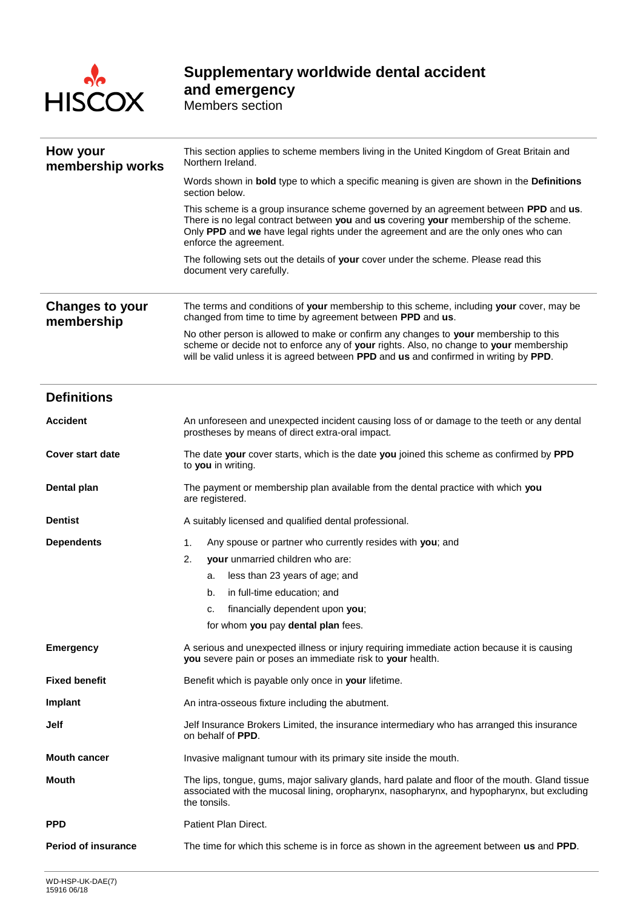HISCOX

# Supplementary worldwide dental accident and emergency

Members section

## How your membership works

This section applies to scheme members living in the United Kingdom of Great Britain and Northern Ireland.

Words shown in **bold** type to which a specific meaning is given are shown in the **Definitions** section below.

This scheme is a group insurance scheme governed by an agreement between **PPD** and **us**. There is no legal contract between **you** and **us** covering **your** membership of the scheme. Only **PPD** and **we** have legal rights under the agreement and are the only ones who can enforce the agreement.

The following sets out the details of **your** cover under the scheme. Please read this document very carefully.

## Changes to your membership

The terms and conditions of **your** membership to this scheme, including **your** cover, may be changed from time to time by agreement between **PPD** and **us**.

No other person is allowed to make or confirm any changes to **your** membership to this scheme or decide not to enforce any of **your** rights. Also, no change to **your** membership will be valid unless it is agreed between **PPD** and **us** and confirmed in writing by **PPD**.

## Definitions

**Accident**
An unforeseen and unexpected incident causing loss of or damage to the teeth or any dental prostheses by means of direct extra-oral impact.

**Cover start date**
The date **your** cover starts, which is the date **you** joined this scheme as confirmed by **PPD** to **you** in writing.

**Dental plan**
The payment or membership plan available from the dental practice with which **you** are registered.

**Dentist**
A suitably licensed and qualified dental professional.

**Dependents**
1. Any spouse or partner who currently resides with **you**; and
2. **your** unmarried children who are:
   a. less than 23 years of age; and
   b. in full-time education; and
   c. financially dependent upon **you**;

   for whom **you** pay **dental plan** fees.

**Emergency**
A serious and unexpected illness or injury requiring immediate action because it is causing **you** severe pain or poses an immediate risk to **your** health.

**Fixed benefit**
Benefit which is payable only once in **your** lifetime.

**Implant**
An intra-osseous fixture including the abutment.

**Jelf**
Jelf Insurance Brokers Limited, the insurance intermediary who has arranged this insurance on behalf of **PPD**.

**Mouth cancer**
Invasive malignant tumour with its primary site inside the mouth.

**Mouth**
The lips, tongue, gums, major salivary glands, hard palate and floor of the mouth. Gland tissue associated with the mucosal lining, oropharynx, nasopharynx, and hypopharynx, but excluding the tonsils.

**PPD**
Patient Plan Direct.

**Period of insurance**
The time for which this scheme is in force as shown in the agreement between **us** and **PPD**.

WD-HSP-UK-DAE(7)
15916 06/18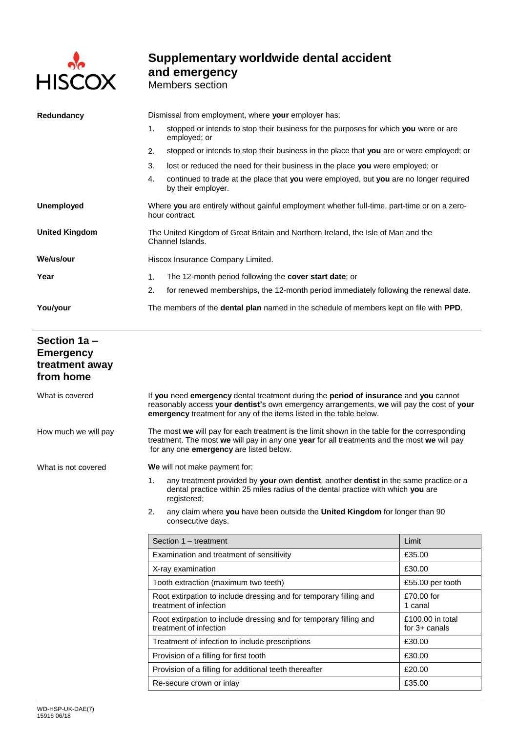# Supplementary worldwide dental accident and emergency

Members section

**Redundancy**

Dismissal from employment, where **your** employer has:

1. stopped or intends to stop their business for the purposes for which **you** were or are employed; or
2. stopped or intends to stop their business in the place that **you** are or were employed; or
3. lost or reduced the need for their business in the place **you** were employed; or
4. continued to trade at the place that **you** were employed, but **you** are no longer required by their employer.

**Unemployed**

Where **you** are entirely without gainful employment whether full-time, part-time or on a zero-hour contract.

**United Kingdom**

The United Kingdom of Great Britain and Northern Ireland, the Isle of Man and the Channel Islands.

**We/us/our**

Hiscox Insurance Company Limited.

**Year**

1. The 12-month period following the **cover start date**; or
2. for renewed memberships, the 12-month period immediately following the renewal date.

**You/your**

The members of the **dental plan** named in the schedule of members kept on file with **PPD**.

## Section 1a – Emergency treatment away from home

**What is covered**

If **you** need **emergency** dental treatment during the **period of insurance** and **you** cannot reasonably access **your dentist'**s own emergency arrangements, **we** will pay the cost of **your emergency** treatment for any of the items listed in the table below.

**How much we will pay**

The most **we** will pay for each treatment is the limit shown in the table for the corresponding treatment. The most **we** will pay in any one **year** for all treatments and the most **we** will pay for any one **emergency** are listed below.

**What is not covered**

**We** will not make payment for:

1. any treatment provided by **your** own **dentist**, another **dentist** in the same practice or a dental practice within 25 miles radius of the dental practice with which **you** are registered;
2. any claim where **you** have been outside the **United Kingdom** for longer than 90 consecutive days.

| Section 1 – treatment | Limit |
|---|---|
| Examination and treatment of sensitivity | £35.00 |
| X-ray examination | £30.00 |
| Tooth extraction (maximum two teeth) | £55.00 per tooth |
| Root extirpation to include dressing and for temporary filling and treatment of infection | £70.00 for 1 canal |
| Root extirpation to include dressing and for temporary filling and treatment of infection | £100.00 in total for 3+ canals |
| Treatment of infection to include prescriptions | £30.00 |
| Provision of a filling for first tooth | £30.00 |
| Provision of a filling for additional teeth thereafter | £20.00 |
| Re-secure crown or inlay | £35.00 |

WD-HSP-UK-DAE(7)
15916 06/18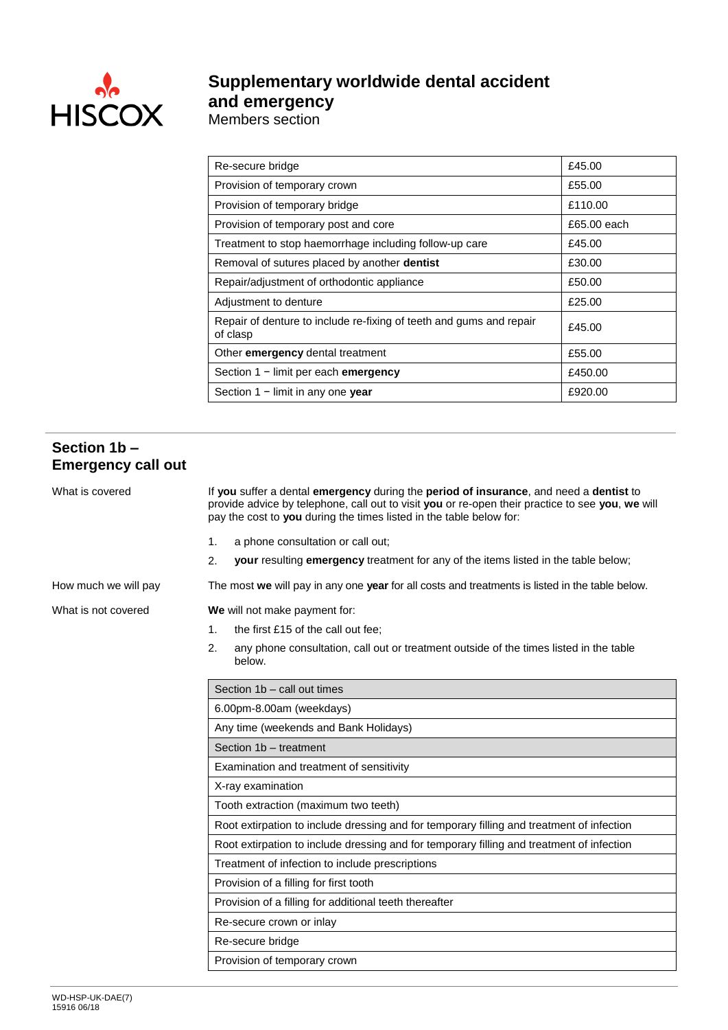# Supplementary worldwide dental accident and emergency

Members section

| | |
|---|---|
| Re-secure bridge | £45.00 |
| Provision of temporary crown | £55.00 |
| Provision of temporary bridge | £110.00 |
| Provision of temporary post and core | £65.00 each |
| Treatment to stop haemorrhage including follow-up care | £45.00 |
| Removal of sutures placed by another **dentist** | £30.00 |
| Repair/adjustment of orthodontic appliance | £50.00 |
| Adjustment to denture | £25.00 |
| Repair of denture to include re-fixing of teeth and gums and repair of clasp | £45.00 |
| Other **emergency** dental treatment | £55.00 |
| Section 1 − limit per each **emergency** | £450.00 |
| Section 1 − limit in any one **year** | £920.00 |

## Section 1b – Emergency call out

**What is covered**

If **you** suffer a dental **emergency** during the **period of insurance**, and need a **dentist** to provide advice by telephone, call out to visit **you** or re-open their practice to see **you**, **we** will pay the cost to **you** during the times listed in the table below for:

1. a phone consultation or call out;
2. **your** resulting **emergency** treatment for any of the items listed in the table below;

**How much we will pay**

The most **we** will pay in any one **year** for all costs and treatments is listed in the table below.

**What is not covered**

**We** will not make payment for:

1. the first £15 of the call out fee;
2. any phone consultation, call out or treatment outside of the times listed in the table below.

| Section 1b – call out times |
|---|
| 6.00pm-8.00am (weekdays) |
| Any time (weekends and Bank Holidays) |
| **Section 1b – treatment** |
| Examination and treatment of sensitivity |
| X-ray examination |
| Tooth extraction (maximum two teeth) |
| Root extirpation to include dressing and for temporary filling and treatment of infection |
| Root extirpation to include dressing and for temporary filling and treatment of infection |
| Treatment of infection to include prescriptions |
| Provision of a filling for first tooth |
| Provision of a filling for additional teeth thereafter |
| Re-secure crown or inlay |
| Re-secure bridge |
| Provision of temporary crown |

WD-HSP-UK-DAE(7)
15916 06/18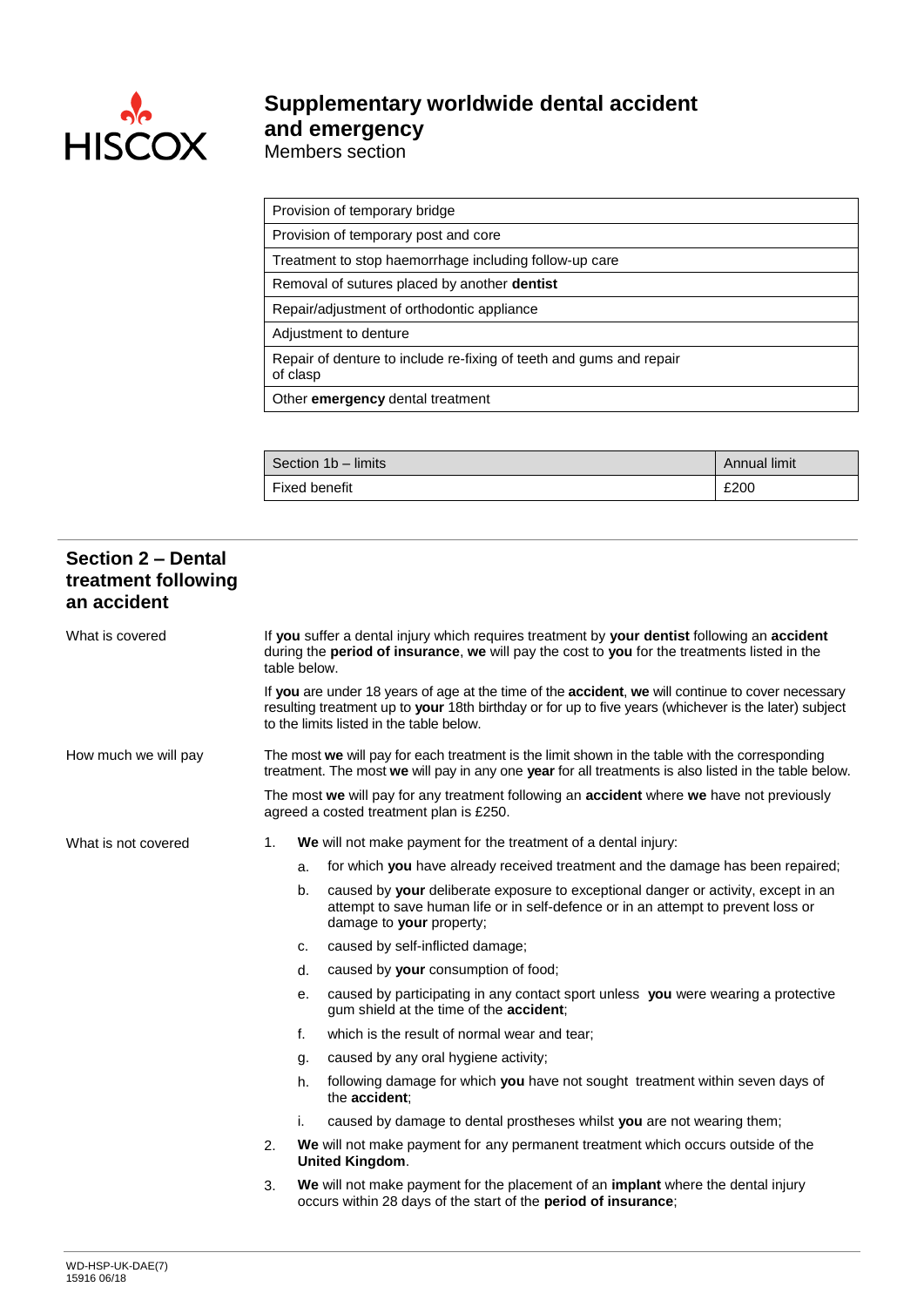# Supplementary worldwide dental accident and emergency

Members section

| |
|---|
| Provision of temporary bridge |
| Provision of temporary post and core |
| Treatment to stop haemorrhage including follow-up care |
| Removal of sutures placed by another **dentist** |
| Repair/adjustment of orthodontic appliance |
| Adjustment to denture |
| Repair of denture to include re-fixing of teeth and gums and repair of clasp |
| Other **emergency** dental treatment |

| Section 1b – limits | Annual limit |
|---|---|
| Fixed benefit | £200 |

## Section 2 – Dental treatment following an accident

**What is covered**

If **you** suffer a dental injury which requires treatment by **your dentist** following an **accident** during the **period of insurance**, **we** will pay the cost to **you** for the treatments listed in the table below.

If **you** are under 18 years of age at the time of the **accident**, **we** will continue to cover necessary resulting treatment up to **your** 18th birthday or for up to five years (whichever is the later) subject to the limits listed in the table below.

**How much we will pay**

The most **we** will pay for each treatment is the limit shown in the table with the corresponding treatment. The most **we** will pay in any one **year** for all treatments is also listed in the table below.

The most **we** will pay for any treatment following an **accident** where **we** have not previously agreed a costed treatment plan is £250.

**What is not covered**

1. **We** will not make payment for the treatment of a dental injury:
   a. for which **you** have already received treatment and the damage has been repaired;
   b. caused by **your** deliberate exposure to exceptional danger or activity, except in an attempt to save human life or in self-defence or in an attempt to prevent loss or damage to **your** property;
   c. caused by self-inflicted damage;
   d. caused by **your** consumption of food;
   e. caused by participating in any contact sport unless **you** were wearing a protective gum shield at the time of the **accident**;
   f. which is the result of normal wear and tear;
   g. caused by any oral hygiene activity;
   h. following damage for which **you** have not sought treatment within seven days of the **accident**;
   i. caused by damage to dental prostheses whilst **you** are not wearing them;
2. **We** will not make payment for any permanent treatment which occurs outside of the **United Kingdom**.
3. **We** will not make payment for the placement of an **implant** where the dental injury occurs within 28 days of the start of the **period of insurance**;

WD-HSP-UK-DAE(7)
15916 06/18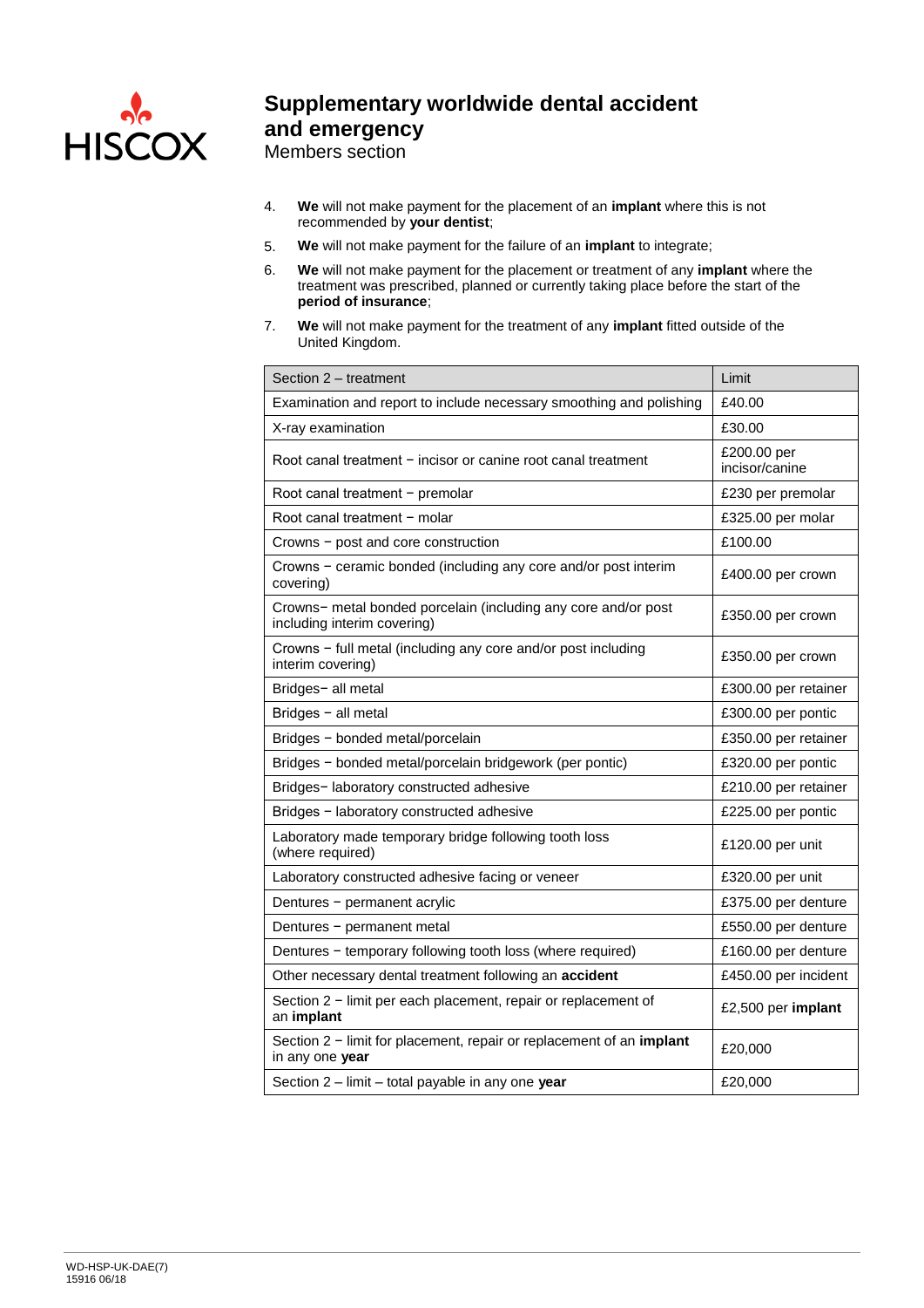# Supplementary worldwide dental accident and emergency

Members section

4. **We** will not make payment for the placement of an **implant** where this is not recommended by **your dentist**;
5. **We** will not make payment for the failure of an **implant** to integrate;
6. **We** will not make payment for the placement or treatment of any **implant** where the treatment was prescribed, planned or currently taking place before the start of the **period of insurance**;
7. **We** will not make payment for the treatment of any **implant** fitted outside of the United Kingdom.

| Section 2 – treatment | Limit |
|---|---|
| Examination and report to include necessary smoothing and polishing | £40.00 |
| X-ray examination | £30.00 |
| Root canal treatment − incisor or canine root canal treatment | £200.00 per incisor/canine |
| Root canal treatment − premolar | £230 per premolar |
| Root canal treatment − molar | £325.00 per molar |
| Crowns − post and core construction | £100.00 |
| Crowns − ceramic bonded (including any core and/or post interim covering) | £400.00 per crown |
| Crowns− metal bonded porcelain (including any core and/or post including interim covering) | £350.00 per crown |
| Crowns − full metal (including any core and/or post including interim covering) | £350.00 per crown |
| Bridges− all metal | £300.00 per retainer |
| Bridges − all metal | £300.00 per pontic |
| Bridges − bonded metal/porcelain | £350.00 per retainer |
| Bridges − bonded metal/porcelain bridgework (per pontic) | £320.00 per pontic |
| Bridges− laboratory constructed adhesive | £210.00 per retainer |
| Bridges − laboratory constructed adhesive | £225.00 per pontic |
| Laboratory made temporary bridge following tooth loss (where required) | £120.00 per unit |
| Laboratory constructed adhesive facing or veneer | £320.00 per unit |
| Dentures − permanent acrylic | £375.00 per denture |
| Dentures − permanent metal | £550.00 per denture |
| Dentures − temporary following tooth loss (where required) | £160.00 per denture |
| Other necessary dental treatment following an **accident** | £450.00 per incident |
| Section 2 − limit per each placement, repair or replacement of an **implant** | £2,500 per **implant** |
| Section 2 − limit for placement, repair or replacement of an **implant** in any one **year** | £20,000 |
| Section 2 – limit – total payable in any one **year** | £20,000 |

WD-HSP-UK-DAE(7)
15916 06/18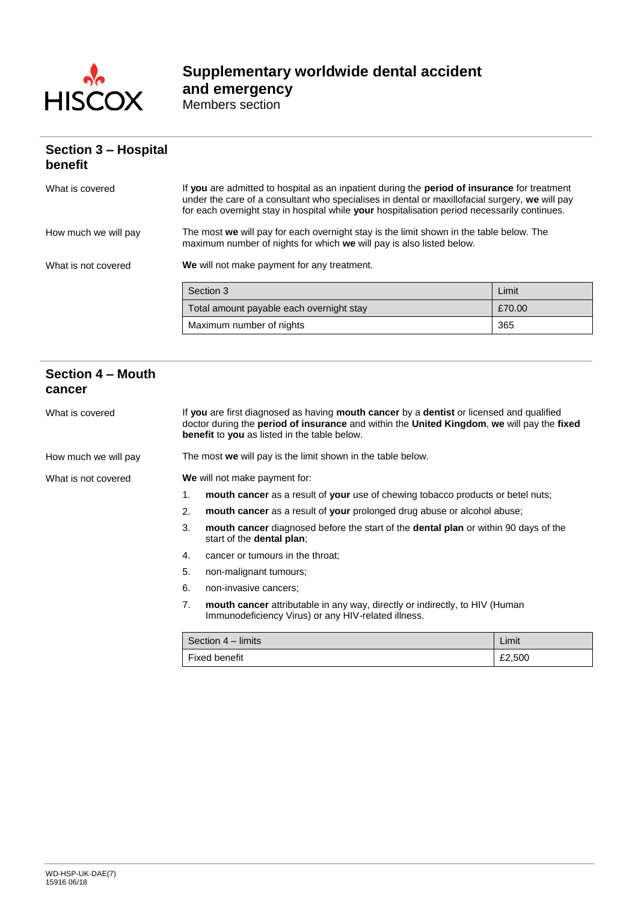# Supplementary worldwide dental accident and emergency

Members section

## Section 3 – Hospital benefit

**What is covered**

If **you** are admitted to hospital as an inpatient during the **period of insurance** for treatment under the care of a consultant who specialises in dental or maxillofacial surgery, **we** will pay for each overnight stay in hospital while **your** hospitalisation period necessarily continues.

**How much we will pay**

The most **we** will pay for each overnight stay is the limit shown in the table below. The maximum number of nights for which **we** will pay is also listed below.

**What is not covered**

**We** will not make payment for any treatment.

| Section 3 | Limit |
|---|---|
| Total amount payable each overnight stay | £70.00 |
| Maximum number of nights | 365 |

## Section 4 – Mouth cancer

**What is covered**

If **you** are first diagnosed as having **mouth cancer** by a **dentist** or licensed and qualified doctor during the **period of insurance** and within the **United Kingdom**, **we** will pay the **fixed benefit** to **you** as listed in the table below.

**How much we will pay**

The most **we** will pay is the limit shown in the table below.

**What is not covered**

**We** will not make payment for:

1. **mouth cancer** as a result of **your** use of chewing tobacco products or betel nuts;
2. **mouth cancer** as a result of **your** prolonged drug abuse or alcohol abuse;
3. **mouth cancer** diagnosed before the start of the **dental plan** or within 90 days of the start of the **dental plan**;
4. cancer or tumours in the throat;
5. non-malignant tumours;
6. non-invasive cancers;
7. **mouth cancer** attributable in any way, directly or indirectly, to HIV (Human Immunodeficiency Virus) or any HIV-related illness.

| Section 4 – limits | Limit |
|---|---|
| Fixed benefit | £2,500 |

WD-HSP-UK-DAE(7)
15916 06/18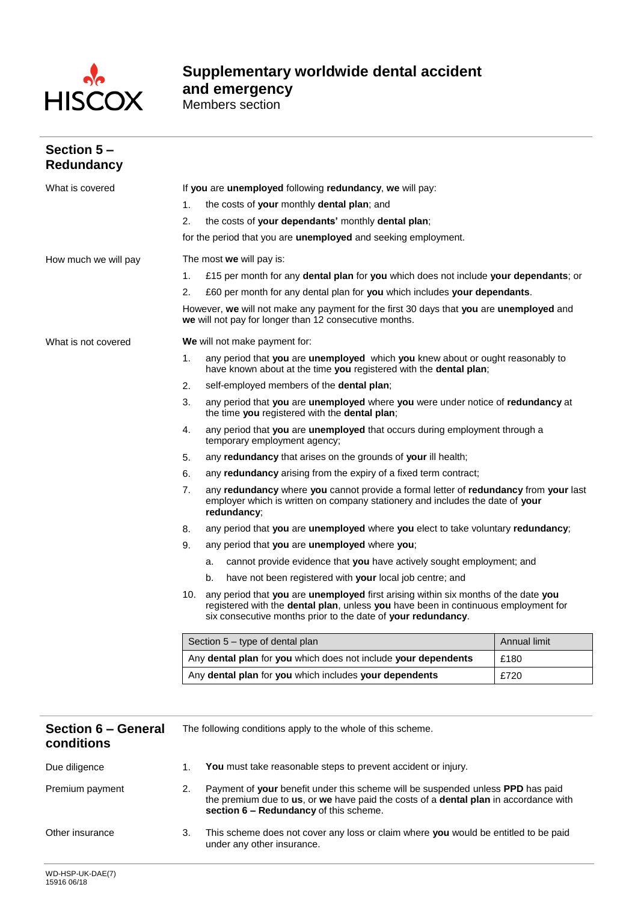# Supplementary worldwide dental accident and emergency

Members section

## Section 5 – Redundancy

**What is covered**

If **you** are **unemployed** following **redundancy**, **we** will pay:

1. the costs of **your** monthly **dental plan**; and
2. the costs of **your dependants'** monthly **dental plan**;

for the period that you are **unemployed** and seeking employment.

**How much we will pay**

The most **we** will pay is:

1. £15 per month for any **dental plan** for **you** which does not include **your dependants**; or
2. £60 per month for any dental plan for **you** which includes **your dependants**.

However, **we** will not make any payment for the first 30 days that **you** are **unemployed** and **we** will not pay for longer than 12 consecutive months.

**What is not covered**

**We** will not make payment for:

1. any period that **you** are **unemployed** which **you** knew about or ought reasonably to have known about at the time **you** registered with the **dental plan**;
2. self-employed members of the **dental plan**;
3. any period that **you** are **unemployed** where **you** were under notice of **redundancy** at the time **you** registered with the **dental plan**;
4. any period that **you** are **unemployed** that occurs during employment through a temporary employment agency;
5. any **redundancy** that arises on the grounds of **your** ill health;
6. any **redundancy** arising from the expiry of a fixed term contract;
7. any **redundancy** where **you** cannot provide a formal letter of **redundancy** from **your** last employer which is written on company stationery and includes the date of **your redundancy**;
8. any period that **you** are **unemployed** where **you** elect to take voluntary **redundancy**;
9. any period that **you** are **unemployed** where **you**;
   a. cannot provide evidence that **you** have actively sought employment; and
   b. have not been registered with **your** local job centre; and
10. any period that **you** are **unemployed** first arising within six months of the date **you** registered with the **dental plan**, unless **you** have been in continuous employment for six consecutive months prior to the date of **your redundancy**.

| Section 5 – type of dental plan | Annual limit |
|---|---|
| Any **dental plan** for **you** which does not include **your dependents** | £180 |
| Any **dental plan** for **you** which includes **your dependents** | £720 |

## Section 6 – General conditions

The following conditions apply to the whole of this scheme.

**Due diligence**

1. **You** must take reasonable steps to prevent accident or injury.

**Premium payment**

2. Payment of **your** benefit under this scheme will be suspended unless **PPD** has paid the premium due to **us**, or **we** have paid the costs of a **dental plan** in accordance with **section 6 – Redundancy** of this scheme.

**Other insurance**

3. This scheme does not cover any loss or claim where **you** would be entitled to be paid under any other insurance.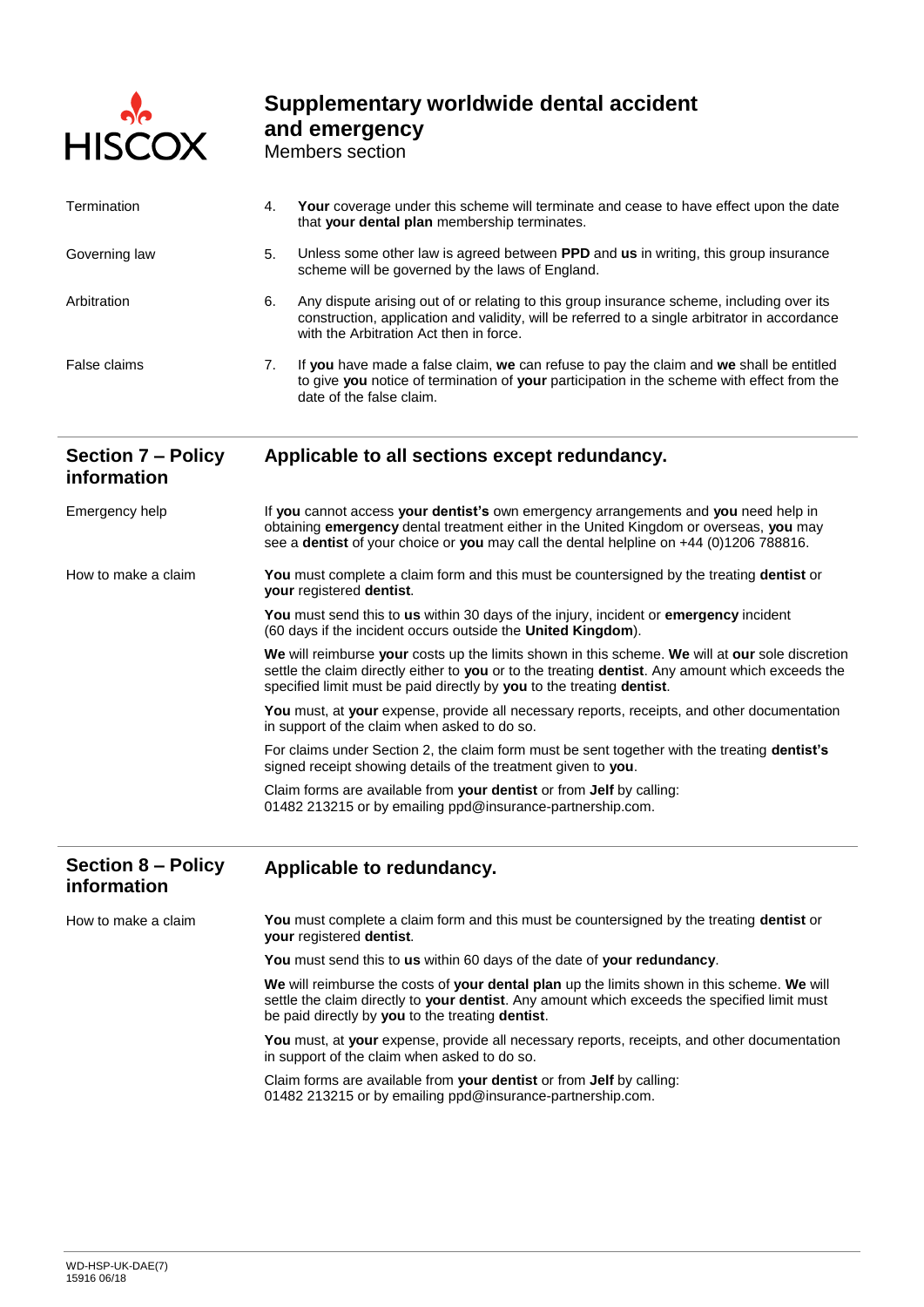# Supplementary worldwide dental accident and emergency

Members section

**Termination**

4. **Your** coverage under this scheme will terminate and cease to have effect upon the date that **your dental plan** membership terminates.

**Governing law**

5. Unless some other law is agreed between **PPD** and **us** in writing, this group insurance scheme will be governed by the laws of England.

**Arbitration**

6. Any dispute arising out of or relating to this group insurance scheme, including over its construction, application and validity, will be referred to a single arbitrator in accordance with the Arbitration Act then in force.

**False claims**

7. If **you** have made a false claim, **we** can refuse to pay the claim and **we** shall be entitled to give **you** notice of termination of **your** participation in the scheme with effect from the date of the false claim.

## Section 7 – Policy information

### Applicable to all sections except redundancy.

**Emergency help**

If **you** cannot access **your dentist's** own emergency arrangements and **you** need help in obtaining **emergency** dental treatment either in the United Kingdom or overseas, **you** may see a **dentist** of your choice or **you** may call the dental helpline on +44 (0)1206 788816.

**How to make a claim**

**You** must complete a claim form and this must be countersigned by the treating **dentist** or **your** registered **dentist**.

**You** must send this to **us** within 30 days of the injury, incident or **emergency** incident (60 days if the incident occurs outside the **United Kingdom**).

**We** will reimburse **your** costs up the limits shown in this scheme. **We** will at **our** sole discretion settle the claim directly either to **you** or to the treating **dentist**. Any amount which exceeds the specified limit must be paid directly by **you** to the treating **dentist**.

**You** must, at **your** expense, provide all necessary reports, receipts, and other documentation in support of the claim when asked to do so.

For claims under Section 2, the claim form must be sent together with the treating **dentist's** signed receipt showing details of the treatment given to **you**.

Claim forms are available from **your dentist** or from **Jelf** by calling: 01482 213215 or by emailing ppd@insurance-partnership.com.

## Section 8 – Policy information

### Applicable to redundancy.

**How to make a claim**

**You** must complete a claim form and this must be countersigned by the treating **dentist** or **your** registered **dentist**.

**You** must send this to **us** within 60 days of the date of **your redundancy**.

**We** will reimburse the costs of **your dental plan** up the limits shown in this scheme. **We** will settle the claim directly to **your dentist**. Any amount which exceeds the specified limit must be paid directly by **you** to the treating **dentist**.

**You** must, at **your** expense, provide all necessary reports, receipts, and other documentation in support of the claim when asked to do so.

Claim forms are available from **your dentist** or from **Jelf** by calling: 01482 213215 or by emailing ppd@insurance-partnership.com.

WD-HSP-UK-DAE(7)
15916 06/18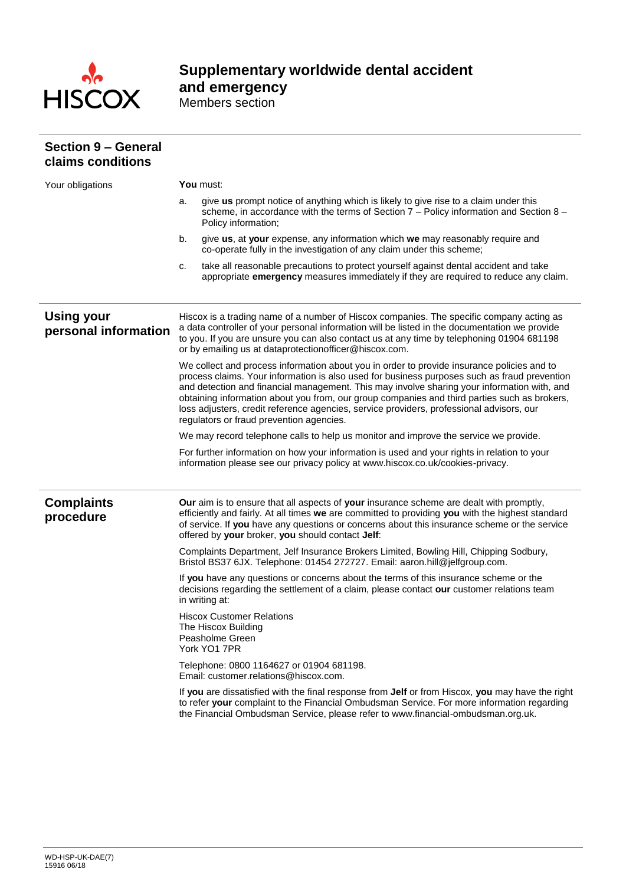# Supplementary worldwide dental accident and emergency

Members section

## Section 9 – General claims conditions

Your obligations

**You** must:

a. give **us** prompt notice of anything which is likely to give rise to a claim under this scheme, in accordance with the terms of Section 7 – Policy information and Section 8 – Policy information;

b. give **us**, at **your** expense, any information which **we** may reasonably require and co-operate fully in the investigation of any claim under this scheme;

c. take all reasonable precautions to protect yourself against dental accident and take appropriate **emergency** measures immediately if they are required to reduce any claim.

## Using your personal information

Hiscox is a trading name of a number of Hiscox companies. The specific company acting as a data controller of your personal information will be listed in the documentation we provide to you. If you are unsure you can also contact us at any time by telephoning 01904 681198 or by emailing us at dataprotectionofficer@hiscox.com.

We collect and process information about you in order to provide insurance policies and to process claims. Your information is also used for business purposes such as fraud prevention and detection and financial management. This may involve sharing your information with, and obtaining information about you from, our group companies and third parties such as brokers, loss adjusters, credit reference agencies, service providers, professional advisors, our regulators or fraud prevention agencies.

We may record telephone calls to help us monitor and improve the service we provide.

For further information on how your information is used and your rights in relation to your information please see our privacy policy at www.hiscox.co.uk/cookies-privacy.

## Complaints procedure

**Our** aim is to ensure that all aspects of **your** insurance scheme are dealt with promptly, efficiently and fairly. At all times **we** are committed to providing **you** with the highest standard of service. If **you** have any questions or concerns about this insurance scheme or the service offered by **your** broker, **you** should contact **Jelf**:

Complaints Department, Jelf Insurance Brokers Limited, Bowling Hill, Chipping Sodbury, Bristol BS37 6JX. Telephone: 01454 272727. Email: aaron.hill@jelfgroup.com.

If **you** have any questions or concerns about the terms of this insurance scheme or the decisions regarding the settlement of a claim, please contact **our** customer relations team in writing at:

Hiscox Customer Relations
The Hiscox Building
Peasholme Green
York YO1 7PR

Telephone: 0800 1164627 or 01904 681198.
Email: customer.relations@hiscox.com.

If **you** are dissatisfied with the final response from **Jelf** or from Hiscox, **you** may have the right to refer **your** complaint to the Financial Ombudsman Service. For more information regarding the Financial Ombudsman Service, please refer to www.financial-ombudsman.org.uk.

WD-HSP-UK-DAE(7)
15916 06/18